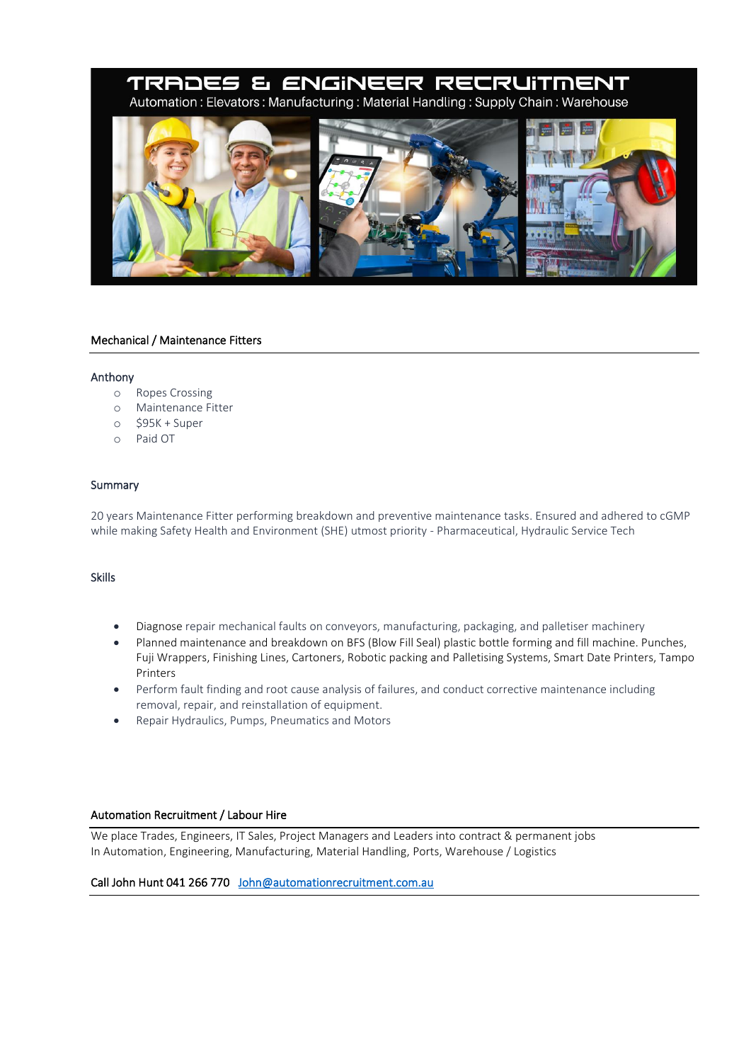# TRADES & ENGINEER RECRUITMENT

Automation : Elevators : Manufacturing : Material Handling : Supply Chain : Warehouse

## Mechanical / Maintenance Fitters

### Anthony

- Ropes Crossing
- Maintenance Fitter
- $95K + Super
- Paid OT

### Summary

20 years Maintenance Fitter performing breakdown and preventive maintenance tasks. Ensured and adhered to cGMP while making Safety Health and Environment (SHE) utmost priority - Pharmaceutical, Hydraulic Service Tech

### Skills

- Diagnose repair mechanical faults on conveyors, manufacturing, packaging, and palletiser machinery
- Planned maintenance and breakdown on BFS (Blow Fill Seal) plastic bottle forming and fill machine. Punches, Fuji Wrappers, Finishing Lines, Cartoners, Robotic packing and Palletising Systems, Smart Date Printers, Tampo Printers
- Perform fault finding and root cause analysis of failures, and conduct corrective maintenance including removal, repair, and reinstallation of equipment.
- Repair Hydraulics, Pumps, Pneumatics and Motors

## Automation Recruitment / Labour Hire

We place Trades, Engineers, IT Sales, Project Managers and Leaders into contract & permanent jobs In Automation, Engineering, Manufacturing, Material Handling, Ports, Warehouse / Logistics

Call John Hunt 041 266 770 John@automationrecruitment.com.au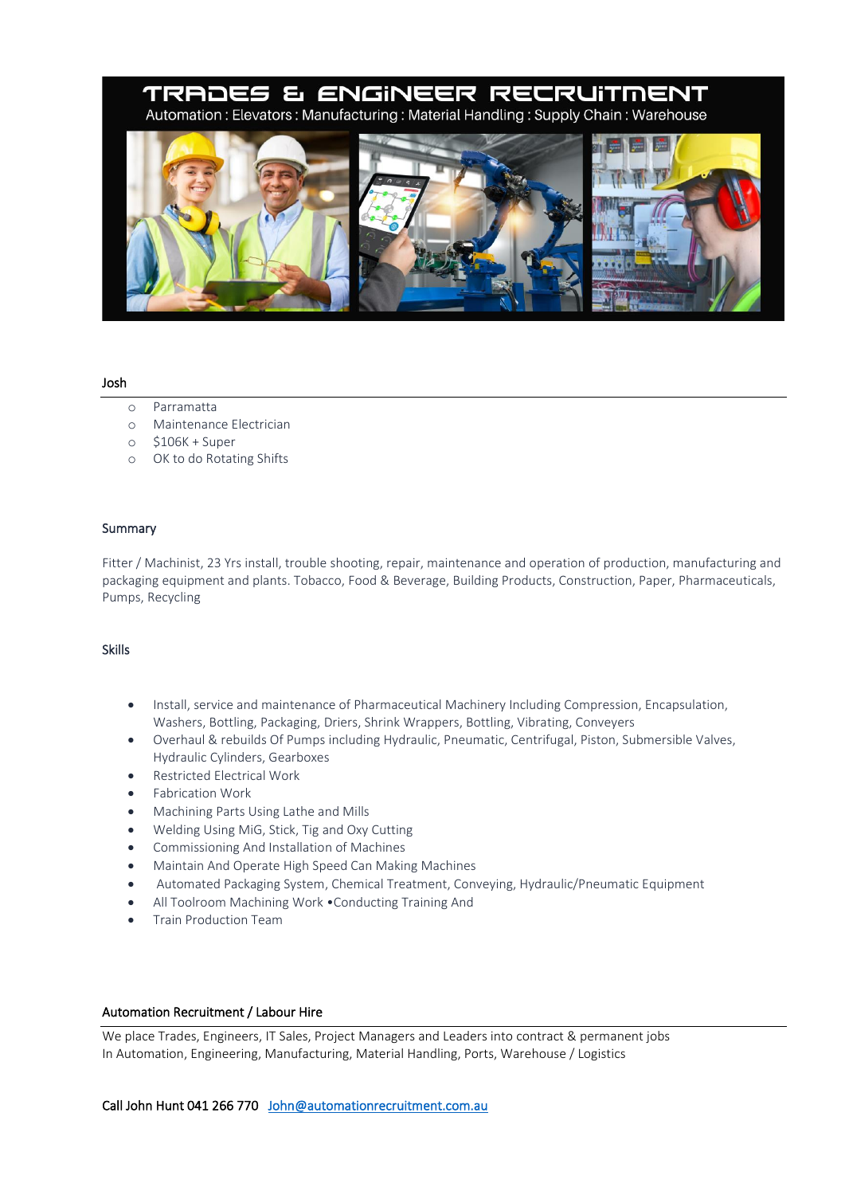# TRADES & ENGINEER RECRUITMENT

Automation : Elevators : Manufacturing : Material Handling : Supply Chain : Warehouse

## Josh

- Parramatta
- Maintenance Electrician
- $106K + Super
- OK to do Rotating Shifts

## Summary

Fitter / Machinist, 23 Yrs install, trouble shooting, repair, maintenance and operation of production, manufacturing and packaging equipment and plants. Tobacco, Food & Beverage, Building Products, Construction, Paper, Pharmaceuticals, Pumps, Recycling

## Skills

- Install, service and maintenance of Pharmaceutical Machinery Including Compression, Encapsulation, Washers, Bottling, Packaging, Driers, Shrink Wrappers, Bottling, Vibrating, Conveyers
- Overhaul & rebuilds Of Pumps including Hydraulic, Pneumatic, Centrifugal, Piston, Submersible Valves, Hydraulic Cylinders, Gearboxes
- Restricted Electrical Work
- Fabrication Work
- Machining Parts Using Lathe and Mills
- Welding Using MiG, Stick, Tig and Oxy Cutting
- Commissioning And Installation of Machines
- Maintain And Operate High Speed Can Making Machines
- Automated Packaging System, Chemical Treatment, Conveying, Hydraulic/Pneumatic Equipment
- All Toolroom Machining Work •Conducting Training And
- Train Production Team

## Automation Recruitment / Labour Hire

We place Trades, Engineers, IT Sales, Project Managers and Leaders into contract & permanent jobs
In Automation, Engineering, Manufacturing, Material Handling, Ports, Warehouse / Logistics

Call John Hunt 041 266 770 [John@automationrecruitment.com.au](mailto:John@automationrecruitment.com.au)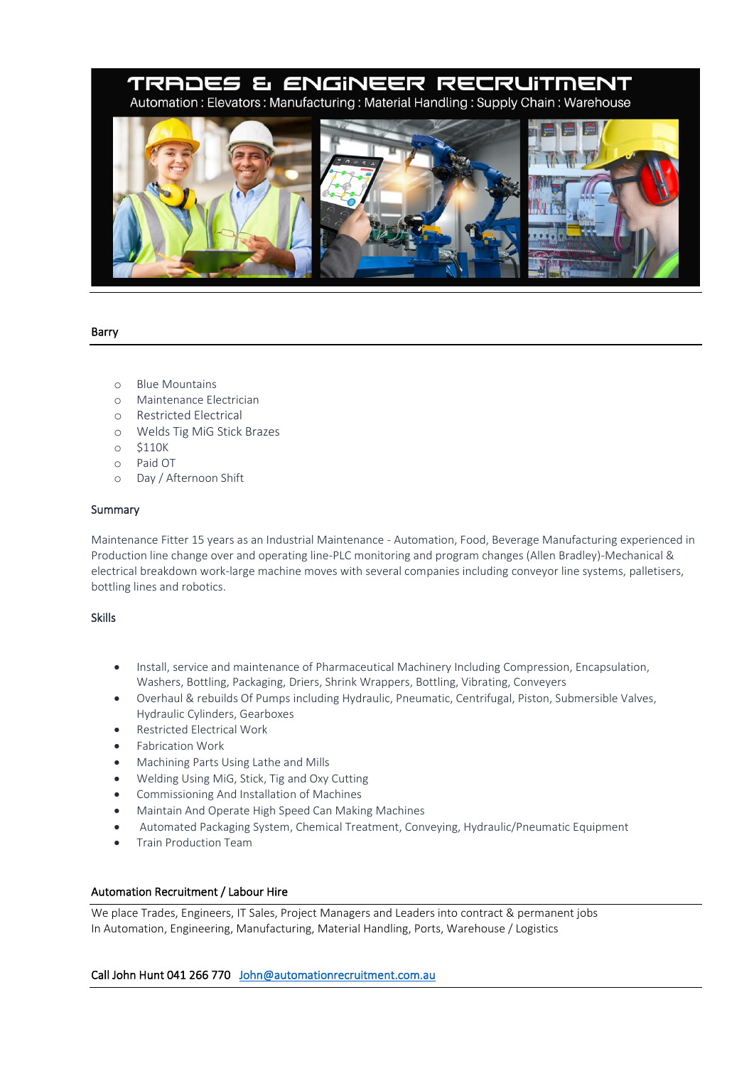# TRADES & ENGINEER RECRUITMENT

Automation : Elevators : Manufacturing : Material Handling : Supply Chain : Warehouse

## Barry

- Blue Mountains
- Maintenance Electrician
- Restricted Electrical
- Welds Tig MiG Stick Brazes
- $110K
- Paid OT
- Day / Afternoon Shift

### Summary

Maintenance Fitter 15 years as an Industrial Maintenance - Automation, Food, Beverage Manufacturing experienced in Production line change over and operating line-PLC monitoring and program changes (Allen Bradley)-Mechanical & electrical breakdown work-large machine moves with several companies including conveyor line systems, palletisers, bottling lines and robotics.

### Skills

- Install, service and maintenance of Pharmaceutical Machinery Including Compression, Encapsulation, Washers, Bottling, Packaging, Driers, Shrink Wrappers, Bottling, Vibrating, Conveyers
- Overhaul & rebuilds Of Pumps including Hydraulic, Pneumatic, Centrifugal, Piston, Submersible Valves, Hydraulic Cylinders, Gearboxes
- Restricted Electrical Work
- Fabrication Work
- Machining Parts Using Lathe and Mills
- Welding Using MiG, Stick, Tig and Oxy Cutting
- Commissioning And Installation of Machines
- Maintain And Operate High Speed Can Making Machines
- Automated Packaging System, Chemical Treatment, Conveying, Hydraulic/Pneumatic Equipment
- Train Production Team

### Automation Recruitment / Labour Hire

We place Trades, Engineers, IT Sales, Project Managers and Leaders into contract & permanent jobs
In Automation, Engineering, Manufacturing, Material Handling, Ports, Warehouse / Logistics

Call John Hunt 041 266 770 John@automationrecruitment.com.au